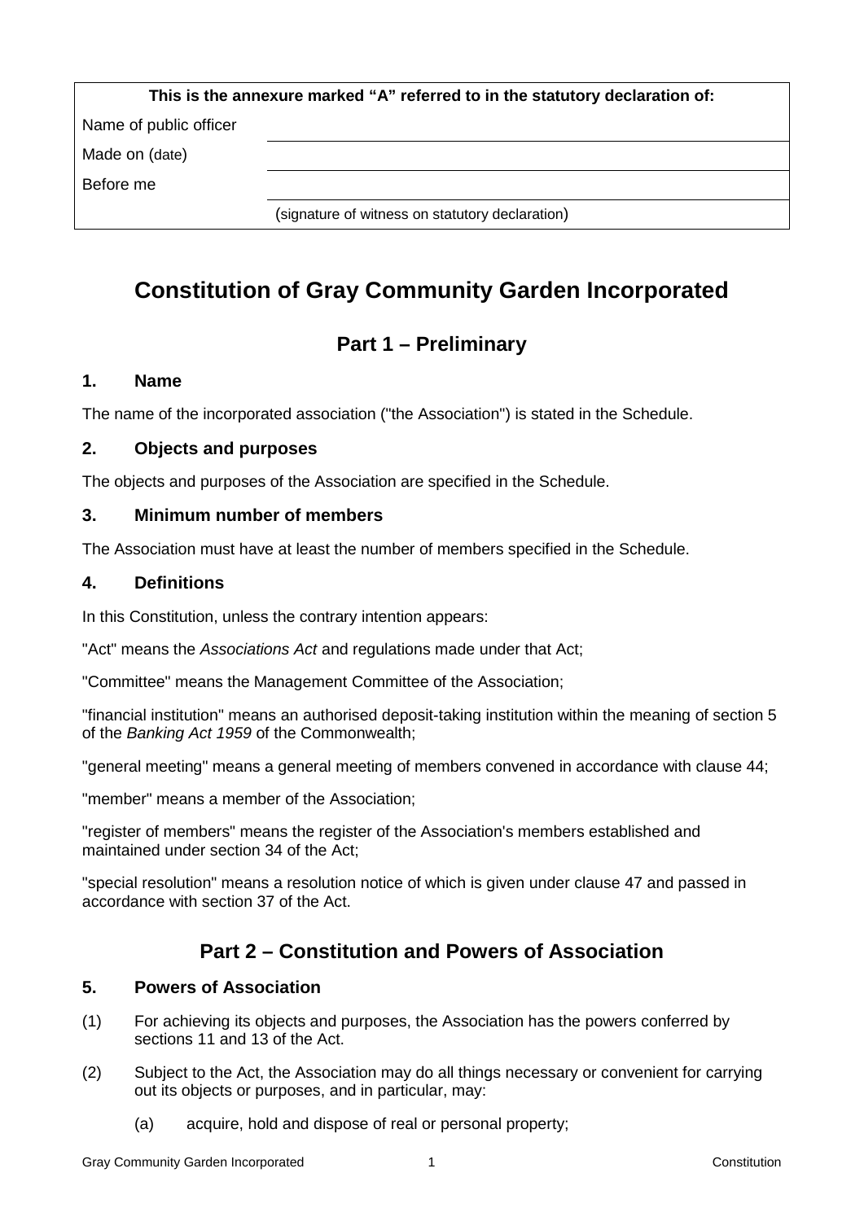| This is the annexure marked "A" referred to in the statutory declaration of: | |
|---|---|
| Name of public officer | |
| Made on (date) | |
| Before me | |
| | (signature of witness on statutory declaration) |

# Constitution of Gray Community Garden Incorporated

## Part 1 – Preliminary

### 1. Name

The name of the incorporated association ("the Association") is stated in the Schedule.

### 2. Objects and purposes

The objects and purposes of the Association are specified in the Schedule.

### 3. Minimum number of members

The Association must have at least the number of members specified in the Schedule.

### 4. Definitions

In this Constitution, unless the contrary intention appears:

"Act" means the *Associations Act* and regulations made under that Act;

"Committee" means the Management Committee of the Association;

"financial institution" means an authorised deposit-taking institution within the meaning of section 5 of the *Banking Act 1959* of the Commonwealth;

"general meeting" means a general meeting of members convened in accordance with clause 44;

"member" means a member of the Association;

"register of members" means the register of the Association's members established and maintained under section 34 of the Act;

"special resolution" means a resolution notice of which is given under clause 47 and passed in accordance with section 37 of the Act.

## Part 2 – Constitution and Powers of Association

### 5. Powers of Association

(1) For achieving its objects and purposes, the Association has the powers conferred by sections 11 and 13 of the Act.

(2) Subject to the Act, the Association may do all things necessary or convenient for carrying out its objects or purposes, and in particular, may:

(a) acquire, hold and dispose of real or personal property;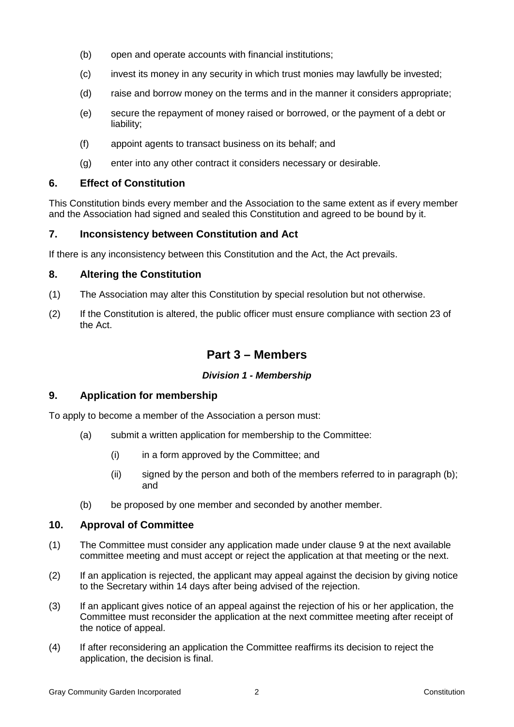(b) open and operate accounts with financial institutions;

(c) invest its money in any security in which trust monies may lawfully be invested;

(d) raise and borrow money on the terms and in the manner it considers appropriate;

(e) secure the repayment of money raised or borrowed, or the payment of a debt or liability;

(f) appoint agents to transact business on its behalf; and

(g) enter into any other contract it considers necessary or desirable.

### 6. Effect of Constitution

This Constitution binds every member and the Association to the same extent as if every member and the Association had signed and sealed this Constitution and agreed to be bound by it.

### 7. Inconsistency between Constitution and Act

If there is any inconsistency between this Constitution and the Act, the Act prevails.

### 8. Altering the Constitution

(1) The Association may alter this Constitution by special resolution but not otherwise.

(2) If the Constitution is altered, the public officer must ensure compliance with section 23 of the Act.

## Part 3 – Members

***Division 1 - Membership***

### 9. Application for membership

To apply to become a member of the Association a person must:

(a) submit a written application for membership to the Committee:

  (i) in a form approved by the Committee; and

  (ii) signed by the person and both of the members referred to in paragraph (b); and

(b) be proposed by one member and seconded by another member.

### 10. Approval of Committee

(1) The Committee must consider any application made under clause 9 at the next available committee meeting and must accept or reject the application at that meeting or the next.

(2) If an application is rejected, the applicant may appeal against the decision by giving notice to the Secretary within 14 days after being advised of the rejection.

(3) If an applicant gives notice of an appeal against the rejection of his or her application, the Committee must reconsider the application at the next committee meeting after receipt of the notice of appeal.

(4) If after reconsidering an application the Committee reaffirms its decision to reject the application, the decision is final.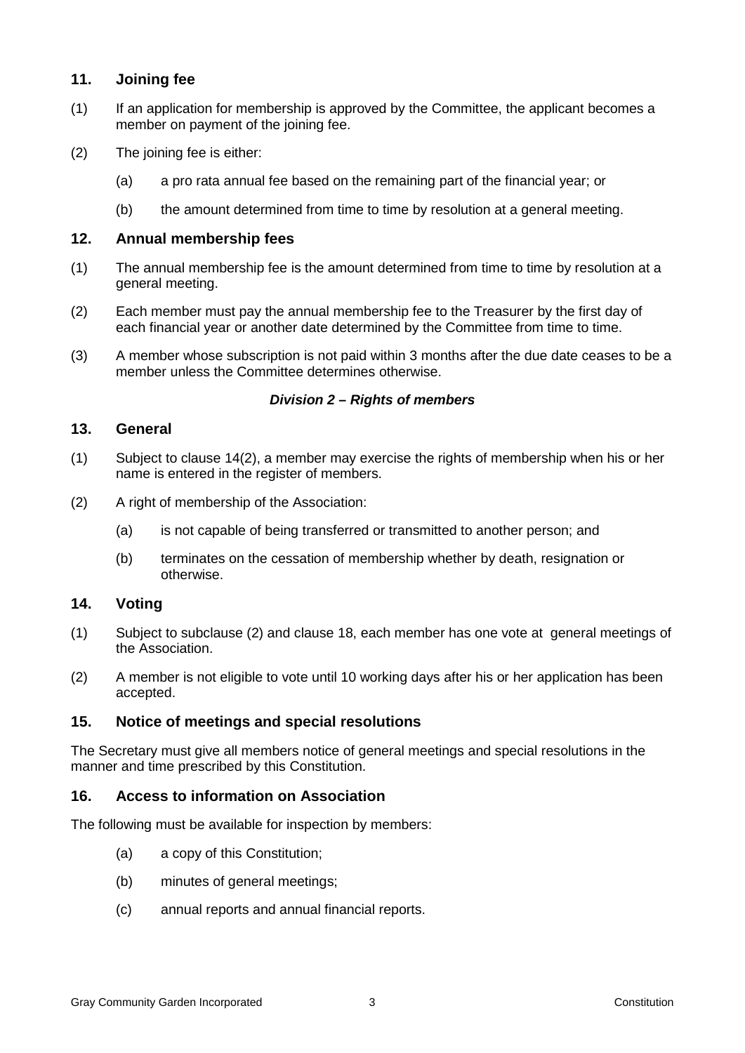## 11. Joining fee

(1) If an application for membership is approved by the Committee, the applicant becomes a member on payment of the joining fee.

(2) The joining fee is either:

   (a) a pro rata annual fee based on the remaining part of the financial year; or

   (b) the amount determined from time to time by resolution at a general meeting.

## 12. Annual membership fees

(1) The annual membership fee is the amount determined from time to time by resolution at a general meeting.

(2) Each member must pay the annual membership fee to the Treasurer by the first day of each financial year or another date determined by the Committee from time to time.

(3) A member whose subscription is not paid within 3 months after the due date ceases to be a member unless the Committee determines otherwise.

***Division 2 – Rights of members***

## 13. General

(1) Subject to clause 14(2), a member may exercise the rights of membership when his or her name is entered in the register of members.

(2) A right of membership of the Association:

   (a) is not capable of being transferred or transmitted to another person; and

   (b) terminates on the cessation of membership whether by death, resignation or otherwise.

## 14. Voting

(1) Subject to subclause (2) and clause 18, each member has one vote at general meetings of the Association.

(2) A member is not eligible to vote until 10 working days after his or her application has been accepted.

## 15. Notice of meetings and special resolutions

The Secretary must give all members notice of general meetings and special resolutions in the manner and time prescribed by this Constitution.

## 16. Access to information on Association

The following must be available for inspection by members:

   (a) a copy of this Constitution;

   (b) minutes of general meetings;

   (c) annual reports and annual financial reports.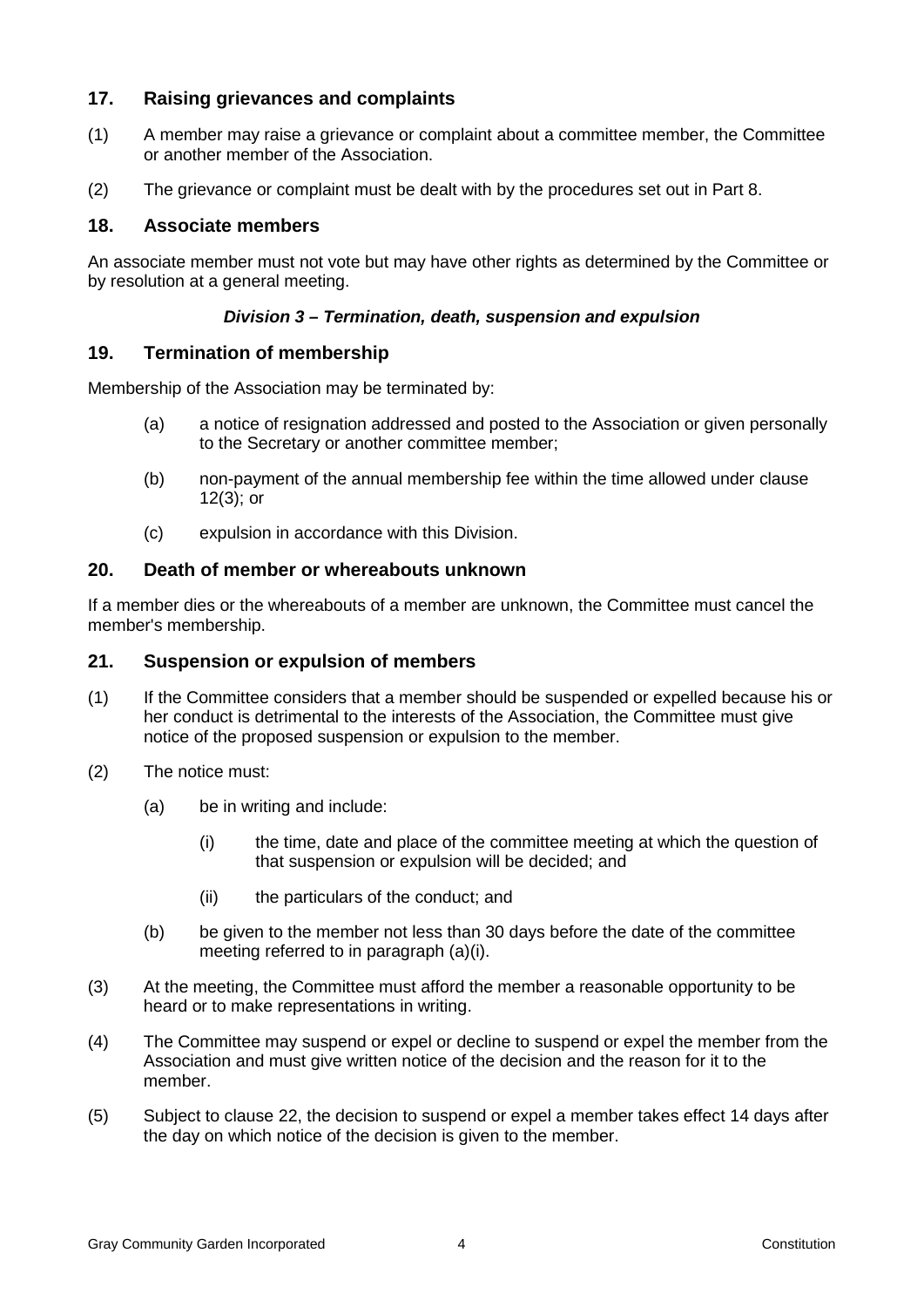## 17. Raising grievances and complaints

(1) A member may raise a grievance or complaint about a committee member, the Committee or another member of the Association.

(2) The grievance or complaint must be dealt with by the procedures set out in Part 8.

## 18. Associate members

An associate member must not vote but may have other rights as determined by the Committee or by resolution at a general meeting.

***Division 3 – Termination, death, suspension and expulsion***

## 19. Termination of membership

Membership of the Association may be terminated by:

(a) a notice of resignation addressed and posted to the Association or given personally to the Secretary or another committee member;

(b) non-payment of the annual membership fee within the time allowed under clause 12(3); or

(c) expulsion in accordance with this Division.

## 20. Death of member or whereabouts unknown

If a member dies or the whereabouts of a member are unknown, the Committee must cancel the member's membership.

## 21. Suspension or expulsion of members

(1) If the Committee considers that a member should be suspended or expelled because his or her conduct is detrimental to the interests of the Association, the Committee must give notice of the proposed suspension or expulsion to the member.

(2) The notice must:

(a) be in writing and include:

(i) the time, date and place of the committee meeting at which the question of that suspension or expulsion will be decided; and

(ii) the particulars of the conduct; and

(b) be given to the member not less than 30 days before the date of the committee meeting referred to in paragraph (a)(i).

(3) At the meeting, the Committee must afford the member a reasonable opportunity to be heard or to make representations in writing.

(4) The Committee may suspend or expel or decline to suspend or expel the member from the Association and must give written notice of the decision and the reason for it to the member.

(5) Subject to clause 22, the decision to suspend or expel a member takes effect 14 days after the day on which notice of the decision is given to the member.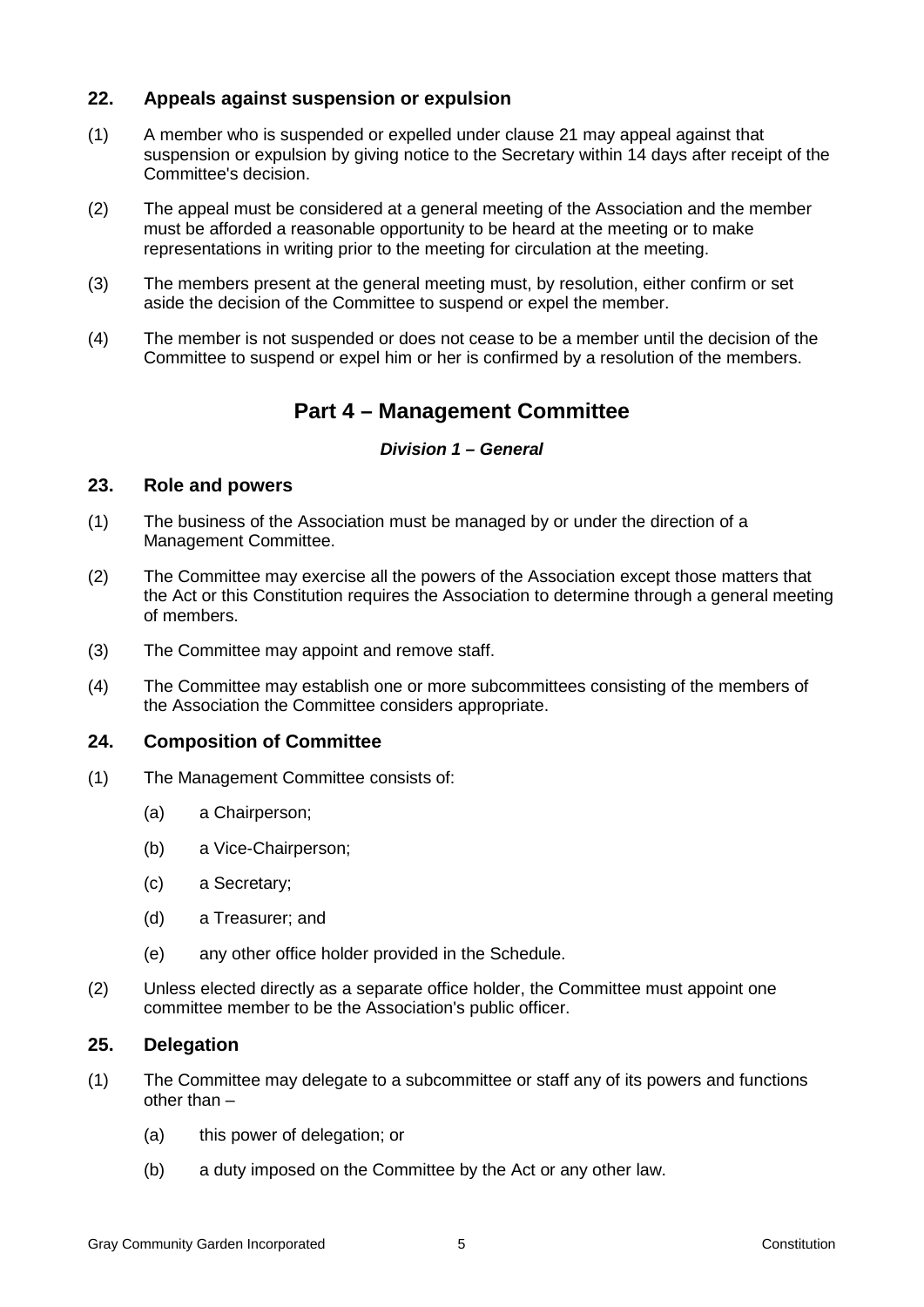## 22. Appeals against suspension or expulsion

(1) A member who is suspended or expelled under clause 21 may appeal against that suspension or expulsion by giving notice to the Secretary within 14 days after receipt of the Committee's decision.

(2) The appeal must be considered at a general meeting of the Association and the member must be afforded a reasonable opportunity to be heard at the meeting or to make representations in writing prior to the meeting for circulation at the meeting.

(3) The members present at the general meeting must, by resolution, either confirm or set aside the decision of the Committee to suspend or expel the member.

(4) The member is not suspended or does not cease to be a member until the decision of the Committee to suspend or expel him or her is confirmed by a resolution of the members.

# Part 4 – Management Committee

***Division 1 – General***

## 23. Role and powers

(1) The business of the Association must be managed by or under the direction of a Management Committee.

(2) The Committee may exercise all the powers of the Association except those matters that the Act or this Constitution requires the Association to determine through a general meeting of members.

(3) The Committee may appoint and remove staff.

(4) The Committee may establish one or more subcommittees consisting of the members of the Association the Committee considers appropriate.

## 24. Composition of Committee

(1) The Management Committee consists of:

  (a) a Chairperson;

  (b) a Vice-Chairperson;

  (c) a Secretary;

  (d) a Treasurer; and

  (e) any other office holder provided in the Schedule.

(2) Unless elected directly as a separate office holder, the Committee must appoint one committee member to be the Association's public officer.

## 25. Delegation

(1) The Committee may delegate to a subcommittee or staff any of its powers and functions other than –

  (a) this power of delegation; or

  (b) a duty imposed on the Committee by the Act or any other law.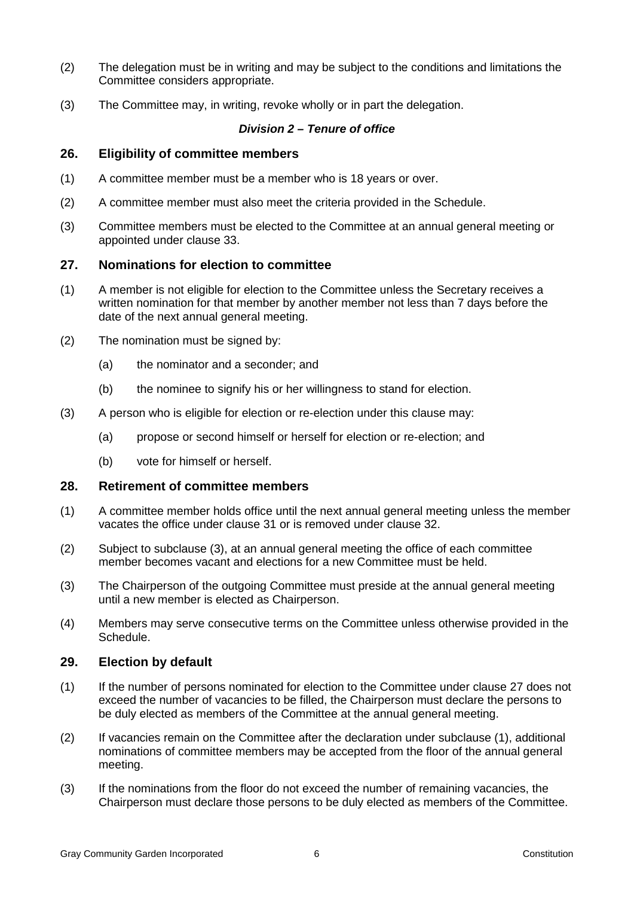(2) The delegation must be in writing and may be subject to the conditions and limitations the Committee considers appropriate.

(3) The Committee may, in writing, revoke wholly or in part the delegation.

***Division 2 – Tenure of office***

## 26. Eligibility of committee members

(1) A committee member must be a member who is 18 years or over.

(2) A committee member must also meet the criteria provided in the Schedule.

(3) Committee members must be elected to the Committee at an annual general meeting or appointed under clause 33.

## 27. Nominations for election to committee

(1) A member is not eligible for election to the Committee unless the Secretary receives a written nomination for that member by another member not less than 7 days before the date of the next annual general meeting.

(2) The nomination must be signed by:

- (a) the nominator and a seconder; and
- (b) the nominee to signify his or her willingness to stand for election.

(3) A person who is eligible for election or re-election under this clause may:

- (a) propose or second himself or herself for election or re-election; and
- (b) vote for himself or herself.

## 28. Retirement of committee members

(1) A committee member holds office until the next annual general meeting unless the member vacates the office under clause 31 or is removed under clause 32.

(2) Subject to subclause (3), at an annual general meeting the office of each committee member becomes vacant and elections for a new Committee must be held.

(3) The Chairperson of the outgoing Committee must preside at the annual general meeting until a new member is elected as Chairperson.

(4) Members may serve consecutive terms on the Committee unless otherwise provided in the Schedule.

## 29. Election by default

(1) If the number of persons nominated for election to the Committee under clause 27 does not exceed the number of vacancies to be filled, the Chairperson must declare the persons to be duly elected as members of the Committee at the annual general meeting.

(2) If vacancies remain on the Committee after the declaration under subclause (1), additional nominations of committee members may be accepted from the floor of the annual general meeting.

(3) If the nominations from the floor do not exceed the number of remaining vacancies, the Chairperson must declare those persons to be duly elected as members of the Committee.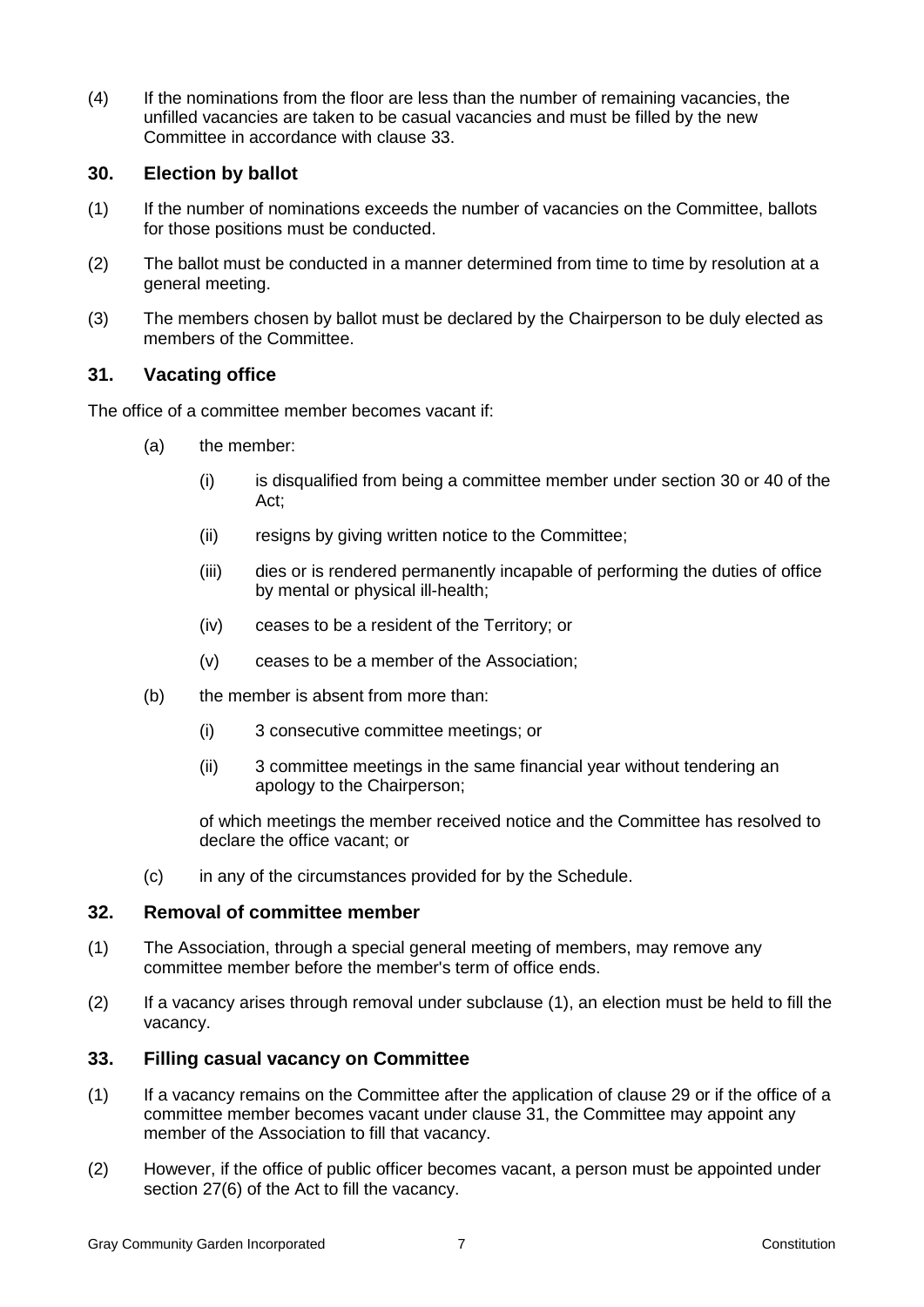(4) If the nominations from the floor are less than the number of remaining vacancies, the unfilled vacancies are taken to be casual vacancies and must be filled by the new Committee in accordance with clause 33.

## 30. Election by ballot

(1) If the number of nominations exceeds the number of vacancies on the Committee, ballots for those positions must be conducted.

(2) The ballot must be conducted in a manner determined from time to time by resolution at a general meeting.

(3) The members chosen by ballot must be declared by the Chairperson to be duly elected as members of the Committee.

## 31. Vacating office

The office of a committee member becomes vacant if:

- (a) the member:
  - (i) is disqualified from being a committee member under section 30 or 40 of the Act;
  - (ii) resigns by giving written notice to the Committee;
  - (iii) dies or is rendered permanently incapable of performing the duties of office by mental or physical ill-health;
  - (iv) ceases to be a resident of the Territory; or
  - (v) ceases to be a member of the Association;
- (b) the member is absent from more than:
  - (i) 3 consecutive committee meetings; or
  - (ii) 3 committee meetings in the same financial year without tendering an apology to the Chairperson;

  of which meetings the member received notice and the Committee has resolved to declare the office vacant; or
- (c) in any of the circumstances provided for by the Schedule.

## 32. Removal of committee member

(1) The Association, through a special general meeting of members, may remove any committee member before the member's term of office ends.

(2) If a vacancy arises through removal under subclause (1), an election must be held to fill the vacancy.

## 33. Filling casual vacancy on Committee

(1) If a vacancy remains on the Committee after the application of clause 29 or if the office of a committee member becomes vacant under clause 31, the Committee may appoint any member of the Association to fill that vacancy.

(2) However, if the office of public officer becomes vacant, a person must be appointed under section 27(6) of the Act to fill the vacancy.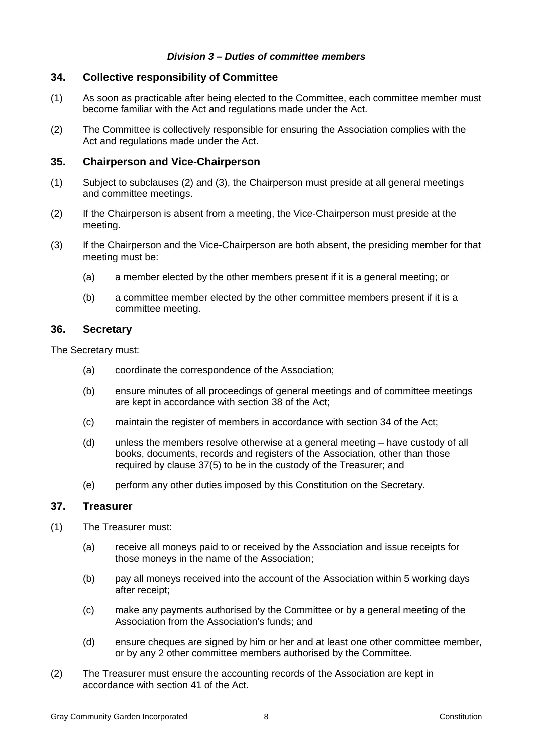***Division 3 – Duties of committee members***

## 34. Collective responsibility of Committee

(1) As soon as practicable after being elected to the Committee, each committee member must become familiar with the Act and regulations made under the Act.

(2) The Committee is collectively responsible for ensuring the Association complies with the Act and regulations made under the Act.

## 35. Chairperson and Vice-Chairperson

(1) Subject to subclauses (2) and (3), the Chairperson must preside at all general meetings and committee meetings.

(2) If the Chairperson is absent from a meeting, the Vice-Chairperson must preside at the meeting.

(3) If the Chairperson and the Vice-Chairperson are both absent, the presiding member for that meeting must be:

- (a) a member elected by the other members present if it is a general meeting; or
- (b) a committee member elected by the other committee members present if it is a committee meeting.

## 36. Secretary

The Secretary must:

- (a) coordinate the correspondence of the Association;
- (b) ensure minutes of all proceedings of general meetings and of committee meetings are kept in accordance with section 38 of the Act;
- (c) maintain the register of members in accordance with section 34 of the Act;
- (d) unless the members resolve otherwise at a general meeting – have custody of all books, documents, records and registers of the Association, other than those required by clause 37(5) to be in the custody of the Treasurer; and
- (e) perform any other duties imposed by this Constitution on the Secretary.

## 37. Treasurer

(1) The Treasurer must:

- (a) receive all moneys paid to or received by the Association and issue receipts for those moneys in the name of the Association;
- (b) pay all moneys received into the account of the Association within 5 working days after receipt;
- (c) make any payments authorised by the Committee or by a general meeting of the Association from the Association's funds; and
- (d) ensure cheques are signed by him or her and at least one other committee member, or by any 2 other committee members authorised by the Committee.

(2) The Treasurer must ensure the accounting records of the Association are kept in accordance with section 41 of the Act.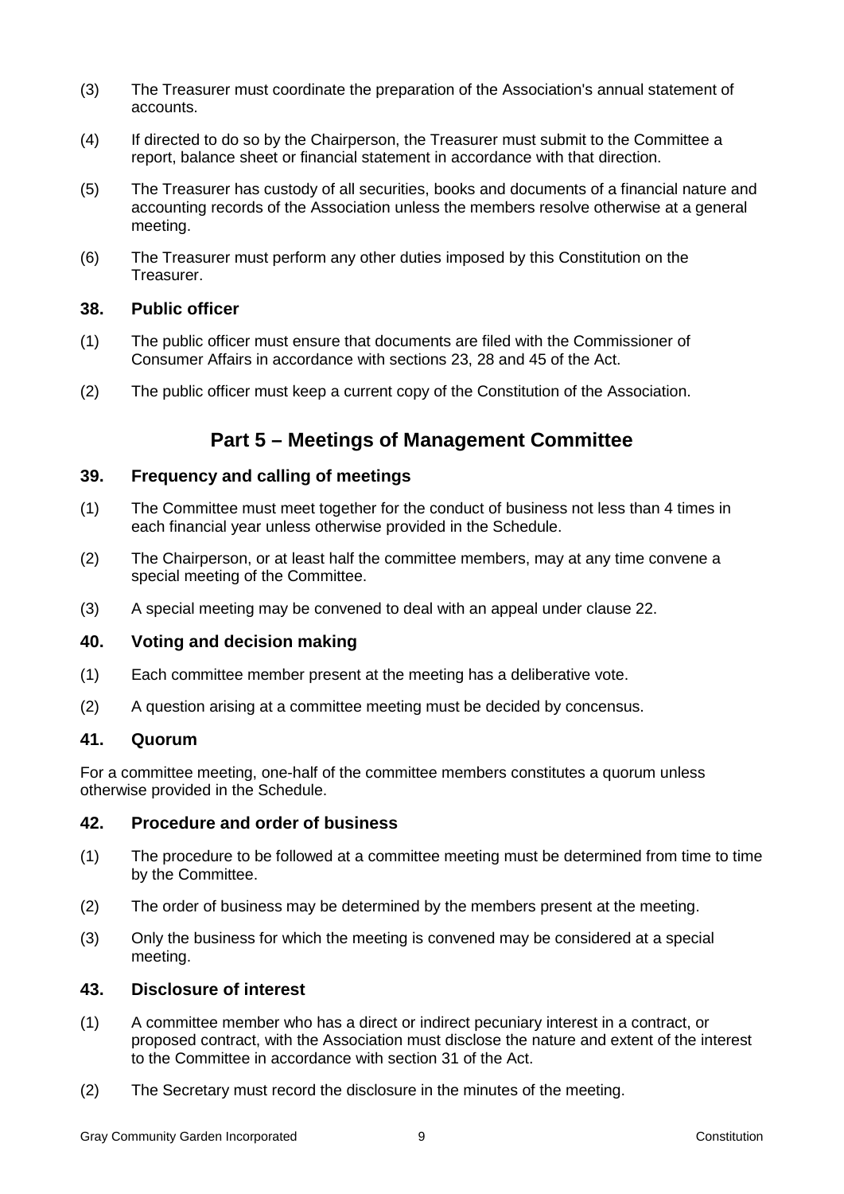(3) The Treasurer must coordinate the preparation of the Association's annual statement of accounts.

(4) If directed to do so by the Chairperson, the Treasurer must submit to the Committee a report, balance sheet or financial statement in accordance with that direction.

(5) The Treasurer has custody of all securities, books and documents of a financial nature and accounting records of the Association unless the members resolve otherwise at a general meeting.

(6) The Treasurer must perform any other duties imposed by this Constitution on the Treasurer.

### 38. Public officer

(1) The public officer must ensure that documents are filed with the Commissioner of Consumer Affairs in accordance with sections 23, 28 and 45 of the Act.

(2) The public officer must keep a current copy of the Constitution of the Association.

## Part 5 – Meetings of Management Committee

### 39. Frequency and calling of meetings

(1) The Committee must meet together for the conduct of business not less than 4 times in each financial year unless otherwise provided in the Schedule.

(2) The Chairperson, or at least half the committee members, may at any time convene a special meeting of the Committee.

(3) A special meeting may be convened to deal with an appeal under clause 22.

### 40. Voting and decision making

(1) Each committee member present at the meeting has a deliberative vote.

(2) A question arising at a committee meeting must be decided by concensus.

### 41. Quorum

For a committee meeting, one-half of the committee members constitutes a quorum unless otherwise provided in the Schedule.

### 42. Procedure and order of business

(1) The procedure to be followed at a committee meeting must be determined from time to time by the Committee.

(2) The order of business may be determined by the members present at the meeting.

(3) Only the business for which the meeting is convened may be considered at a special meeting.

### 43. Disclosure of interest

(1) A committee member who has a direct or indirect pecuniary interest in a contract, or proposed contract, with the Association must disclose the nature and extent of the interest to the Committee in accordance with section 31 of the Act.

(2) The Secretary must record the disclosure in the minutes of the meeting.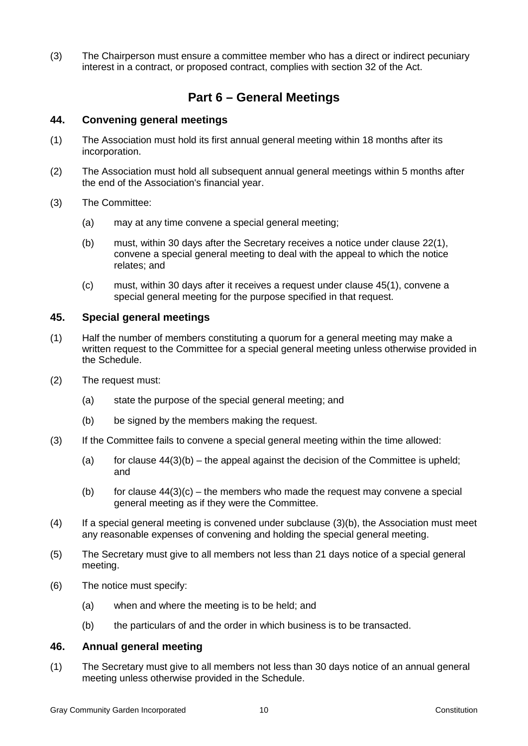(3) The Chairperson must ensure a committee member who has a direct or indirect pecuniary interest in a contract, or proposed contract, complies with section 32 of the Act.

# Part 6 – General Meetings

## 44. Convening general meetings

(1) The Association must hold its first annual general meeting within 18 months after its incorporation.

(2) The Association must hold all subsequent annual general meetings within 5 months after the end of the Association's financial year.

(3) The Committee:

(a) may at any time convene a special general meeting;

(b) must, within 30 days after the Secretary receives a notice under clause 22(1), convene a special general meeting to deal with the appeal to which the notice relates; and

(c) must, within 30 days after it receives a request under clause 45(1), convene a special general meeting for the purpose specified in that request.

## 45. Special general meetings

(1) Half the number of members constituting a quorum for a general meeting may make a written request to the Committee for a special general meeting unless otherwise provided in the Schedule.

(2) The request must:

(a) state the purpose of the special general meeting; and

(b) be signed by the members making the request.

(3) If the Committee fails to convene a special general meeting within the time allowed:

(a) for clause 44(3)(b) – the appeal against the decision of the Committee is upheld; and

(b) for clause 44(3)(c) – the members who made the request may convene a special general meeting as if they were the Committee.

(4) If a special general meeting is convened under subclause (3)(b), the Association must meet any reasonable expenses of convening and holding the special general meeting.

(5) The Secretary must give to all members not less than 21 days notice of a special general meeting.

(6) The notice must specify:

(a) when and where the meeting is to be held; and

(b) the particulars of and the order in which business is to be transacted.

## 46. Annual general meeting

(1) The Secretary must give to all members not less than 30 days notice of an annual general meeting unless otherwise provided in the Schedule.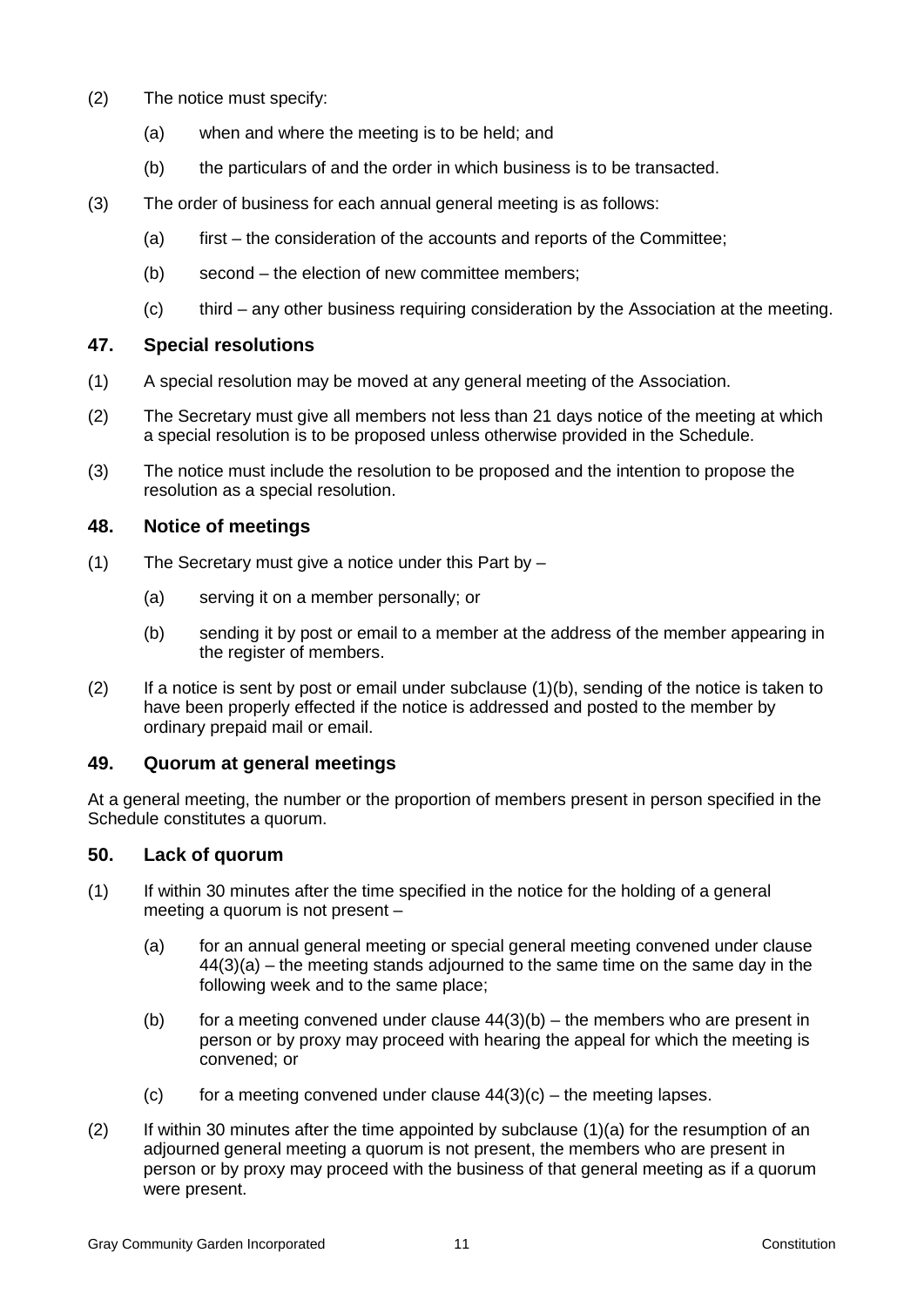(2) The notice must specify:

(a) when and where the meeting is to be held; and

(b) the particulars of and the order in which business is to be transacted.

(3) The order of business for each annual general meeting is as follows:

(a) first – the consideration of the accounts and reports of the Committee;

(b) second – the election of new committee members;

(c) third – any other business requiring consideration by the Association at the meeting.

### 47. Special resolutions

(1) A special resolution may be moved at any general meeting of the Association.

(2) The Secretary must give all members not less than 21 days notice of the meeting at which a special resolution is to be proposed unless otherwise provided in the Schedule.

(3) The notice must include the resolution to be proposed and the intention to propose the resolution as a special resolution.

### 48. Notice of meetings

(1) The Secretary must give a notice under this Part by –

(a) serving it on a member personally; or

(b) sending it by post or email to a member at the address of the member appearing in the register of members.

(2) If a notice is sent by post or email under subclause (1)(b), sending of the notice is taken to have been properly effected if the notice is addressed and posted to the member by ordinary prepaid mail or email.

### 49. Quorum at general meetings

At a general meeting, the number or the proportion of members present in person specified in the Schedule constitutes a quorum.

### 50. Lack of quorum

(1) If within 30 minutes after the time specified in the notice for the holding of a general meeting a quorum is not present –

(a) for an annual general meeting or special general meeting convened under clause 44(3)(a) – the meeting stands adjourned to the same time on the same day in the following week and to the same place;

(b) for a meeting convened under clause 44(3)(b) – the members who are present in person or by proxy may proceed with hearing the appeal for which the meeting is convened; or

(c) for a meeting convened under clause 44(3)(c) – the meeting lapses.

(2) If within 30 minutes after the time appointed by subclause (1)(a) for the resumption of an adjourned general meeting a quorum is not present, the members who are present in person or by proxy may proceed with the business of that general meeting as if a quorum were present.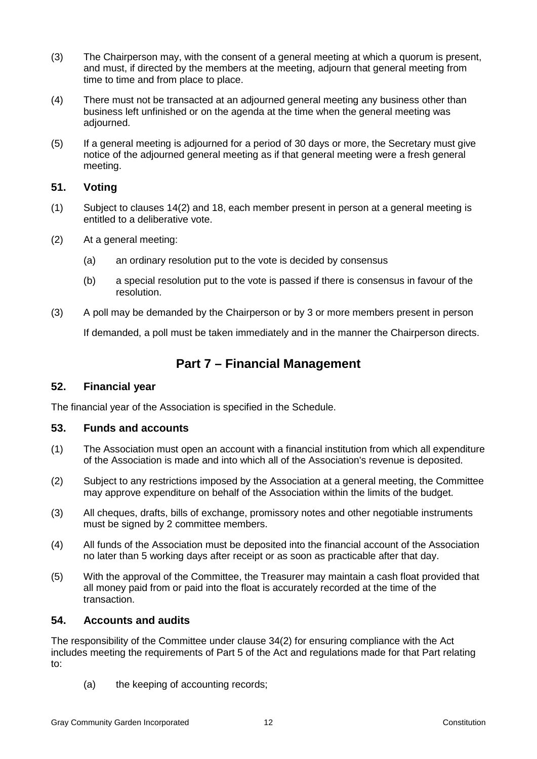(3) The Chairperson may, with the consent of a general meeting at which a quorum is present, and must, if directed by the members at the meeting, adjourn that general meeting from time to time and from place to place.

(4) There must not be transacted at an adjourned general meeting any business other than business left unfinished or on the agenda at the time when the general meeting was adjourned.

(5) If a general meeting is adjourned for a period of 30 days or more, the Secretary must give notice of the adjourned general meeting as if that general meeting were a fresh general meeting.

### 51. Voting

(1) Subject to clauses 14(2) and 18, each member present in person at a general meeting is entitled to a deliberative vote.

(2) At a general meeting:

  (a) an ordinary resolution put to the vote is decided by consensus

  (b) a special resolution put to the vote is passed if there is consensus in favour of the resolution.

(3) A poll may be demanded by the Chairperson or by 3 or more members present in person

  If demanded, a poll must be taken immediately and in the manner the Chairperson directs.

## Part 7 – Financial Management

### 52. Financial year

The financial year of the Association is specified in the Schedule.

### 53. Funds and accounts

(1) The Association must open an account with a financial institution from which all expenditure of the Association is made and into which all of the Association's revenue is deposited.

(2) Subject to any restrictions imposed by the Association at a general meeting, the Committee may approve expenditure on behalf of the Association within the limits of the budget.

(3) All cheques, drafts, bills of exchange, promissory notes and other negotiable instruments must be signed by 2 committee members.

(4) All funds of the Association must be deposited into the financial account of the Association no later than 5 working days after receipt or as soon as practicable after that day.

(5) With the approval of the Committee, the Treasurer may maintain a cash float provided that all money paid from or paid into the float is accurately recorded at the time of the transaction.

### 54. Accounts and audits

The responsibility of the Committee under clause 34(2) for ensuring compliance with the Act includes meeting the requirements of Part 5 of the Act and regulations made for that Part relating to:

  (a) the keeping of accounting records;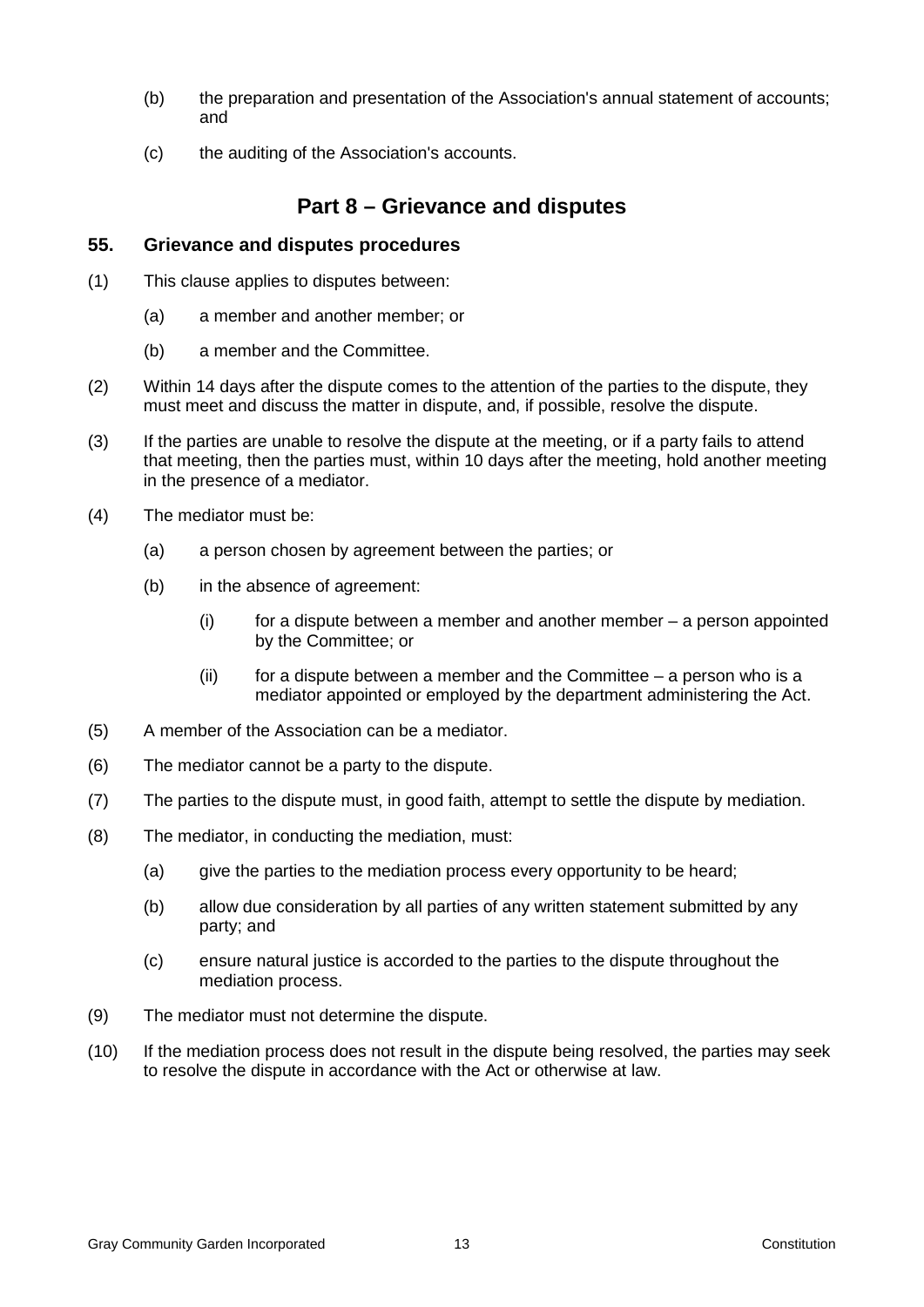(b) the preparation and presentation of the Association's annual statement of accounts; and

(c) the auditing of the Association's accounts.

## Part 8 – Grievance and disputes

### 55. Grievance and disputes procedures

(1) This clause applies to disputes between:

(a) a member and another member; or

(b) a member and the Committee.

(2) Within 14 days after the dispute comes to the attention of the parties to the dispute, they must meet and discuss the matter in dispute, and, if possible, resolve the dispute.

(3) If the parties are unable to resolve the dispute at the meeting, or if a party fails to attend that meeting, then the parties must, within 10 days after the meeting, hold another meeting in the presence of a mediator.

(4) The mediator must be:

(a) a person chosen by agreement between the parties; or

(b) in the absence of agreement:

(i) for a dispute between a member and another member – a person appointed by the Committee; or

(ii) for a dispute between a member and the Committee – a person who is a mediator appointed or employed by the department administering the Act.

(5) A member of the Association can be a mediator.

(6) The mediator cannot be a party to the dispute.

(7) The parties to the dispute must, in good faith, attempt to settle the dispute by mediation.

(8) The mediator, in conducting the mediation, must:

(a) give the parties to the mediation process every opportunity to be heard;

(b) allow due consideration by all parties of any written statement submitted by any party; and

(c) ensure natural justice is accorded to the parties to the dispute throughout the mediation process.

(9) The mediator must not determine the dispute.

(10) If the mediation process does not result in the dispute being resolved, the parties may seek to resolve the dispute in accordance with the Act or otherwise at law.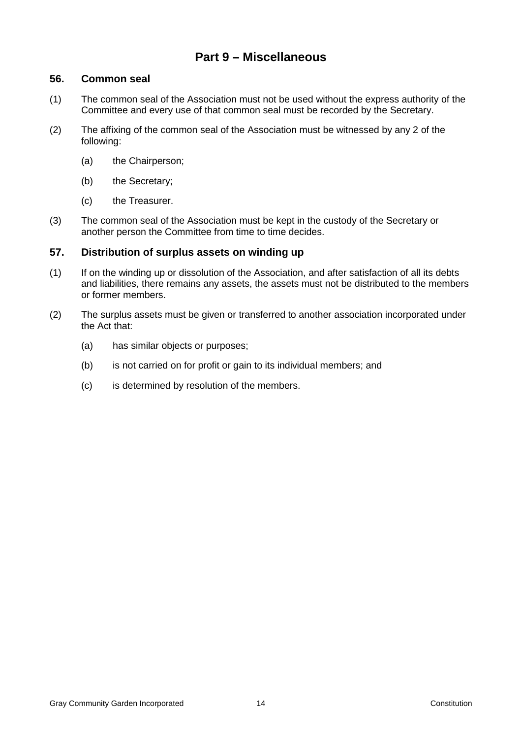# Part 9 – Miscellaneous

## 56. Common seal

(1) The common seal of the Association must not be used without the express authority of the Committee and every use of that common seal must be recorded by the Secretary.

(2) The affixing of the common seal of the Association must be witnessed by any 2 of the following:

- (a) the Chairperson;
- (b) the Secretary;
- (c) the Treasurer.

(3) The common seal of the Association must be kept in the custody of the Secretary or another person the Committee from time to time decides.

## 57. Distribution of surplus assets on winding up

(1) If on the winding up or dissolution of the Association, and after satisfaction of all its debts and liabilities, there remains any assets, the assets must not be distributed to the members or former members.

(2) The surplus assets must be given or transferred to another association incorporated under the Act that:

- (a) has similar objects or purposes;
- (b) is not carried on for profit or gain to its individual members; and
- (c) is determined by resolution of the members.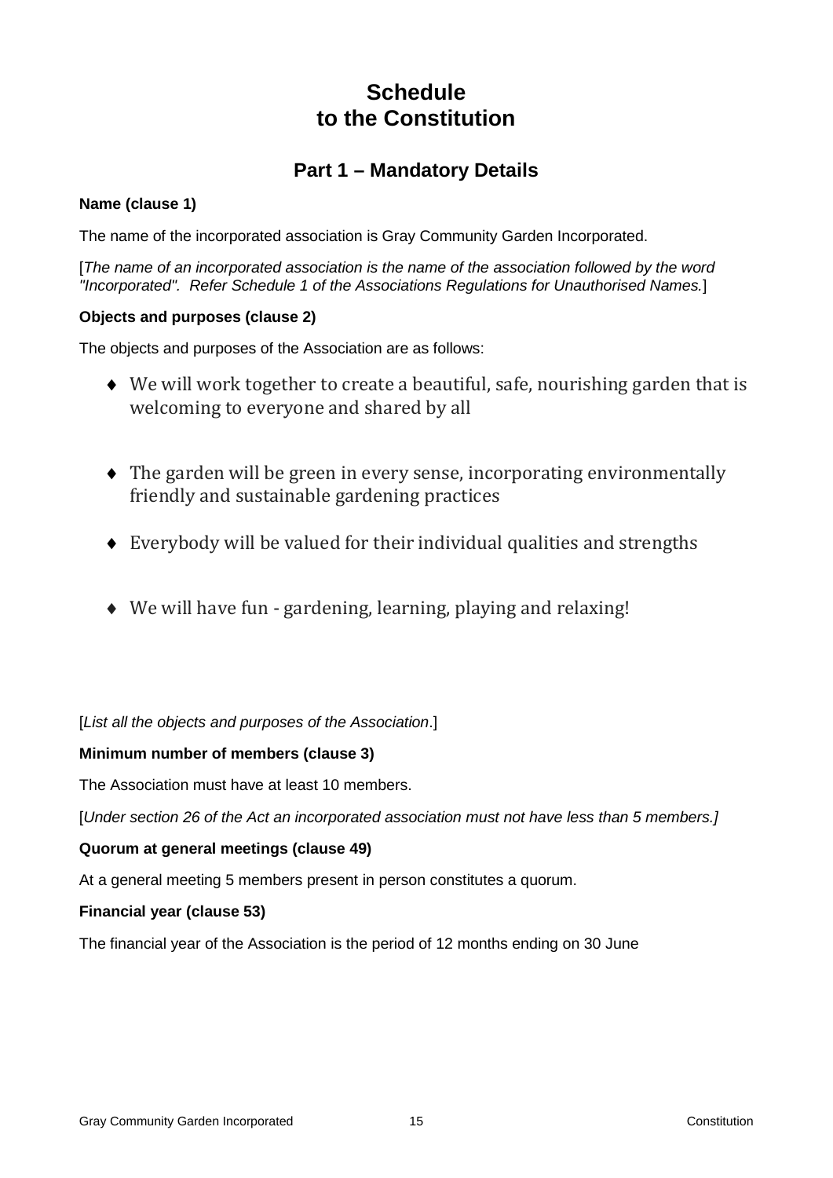# Schedule to the Constitution

## Part 1 – Mandatory Details

**Name (clause 1)**

The name of the incorporated association is Gray Community Garden Incorporated.

[*The name of an incorporated association is the name of the association followed by the word "Incorporated". Refer Schedule 1 of the Associations Regulations for Unauthorised Names.*]

**Objects and purposes (clause 2)**

The objects and purposes of the Association are as follows:

- We will work together to create a beautiful, safe, nourishing garden that is welcoming to everyone and shared by all
- The garden will be green in every sense, incorporating environmentally friendly and sustainable gardening practices
- Everybody will be valued for their individual qualities and strengths
- We will have fun - gardening, learning, playing and relaxing!

[*List all the objects and purposes of the Association*.]

**Minimum number of members (clause 3)**

The Association must have at least 10 members.

[*Under section 26 of the Act an incorporated association must not have less than 5 members.]*

**Quorum at general meetings (clause 49)**

At a general meeting 5 members present in person constitutes a quorum.

**Financial year (clause 53)**

The financial year of the Association is the period of 12 months ending on 30 June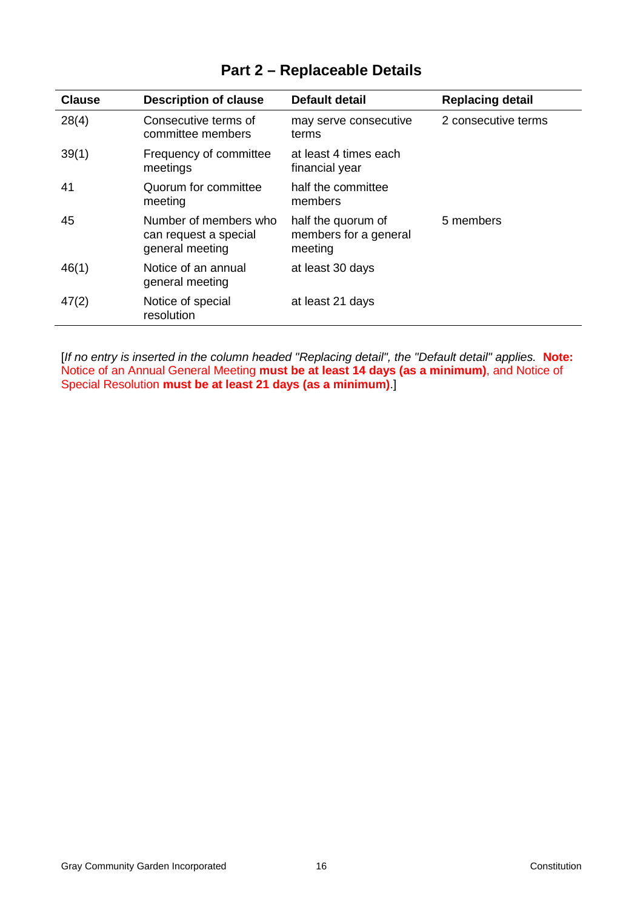# Part 2 – Replaceable Details

| Clause | Description of clause | Default detail | Replacing detail |
|---|---|---|---|
| 28(4) | Consecutive terms of committee members | may serve consecutive terms | 2 consecutive terms |
| 39(1) | Frequency of committee meetings | at least 4 times each financial year | |
| 41 | Quorum for committee meeting | half the committee members | |
| 45 | Number of members who can request a special general meeting | half the quorum of members for a general meeting | 5 members |
| 46(1) | Notice of an annual general meeting | at least 30 days | |
| 47(2) | Notice of special resolution | at least 21 days | |

[*If no entry is inserted in the column headed "Replacing detail", the "Default detail" applies.* **Note:** Notice of an Annual General Meeting **must be at least 14 days (as a minimum)**, and Notice of Special Resolution **must be at least 21 days (as a minimum)**.]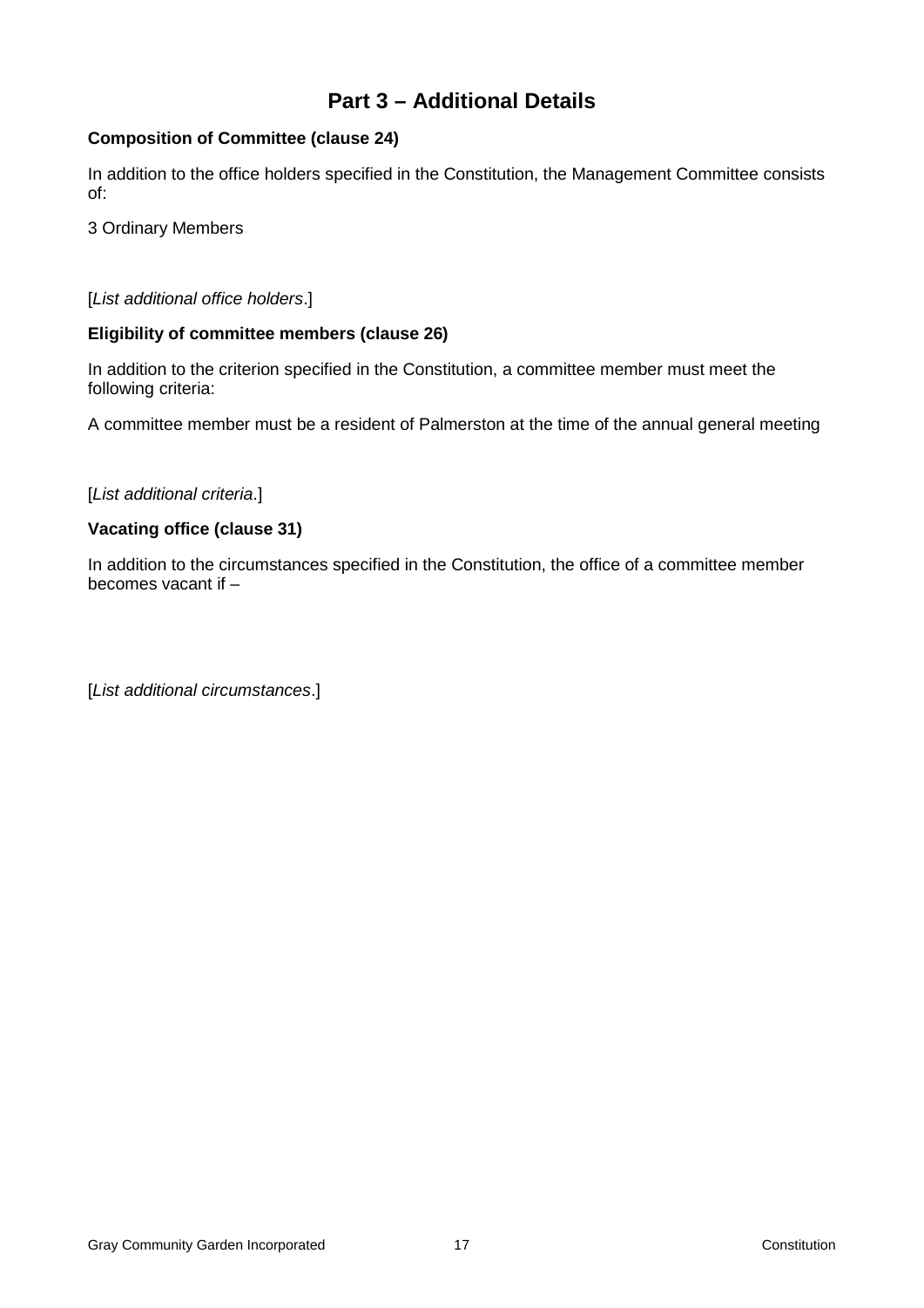# Part 3 – Additional Details

**Composition of Committee (clause 24)**

In addition to the office holders specified in the Constitution, the Management Committee consists of:

3 Ordinary Members

[*List additional office holders*.]

**Eligibility of committee members (clause 26)**

In addition to the criterion specified in the Constitution, a committee member must meet the following criteria:

A committee member must be a resident of Palmerston at the time of the annual general meeting

[*List additional criteria*.]

**Vacating office (clause 31)**

In addition to the circumstances specified in the Constitution, the office of a committee member becomes vacant if –

[*List additional circumstances*.]